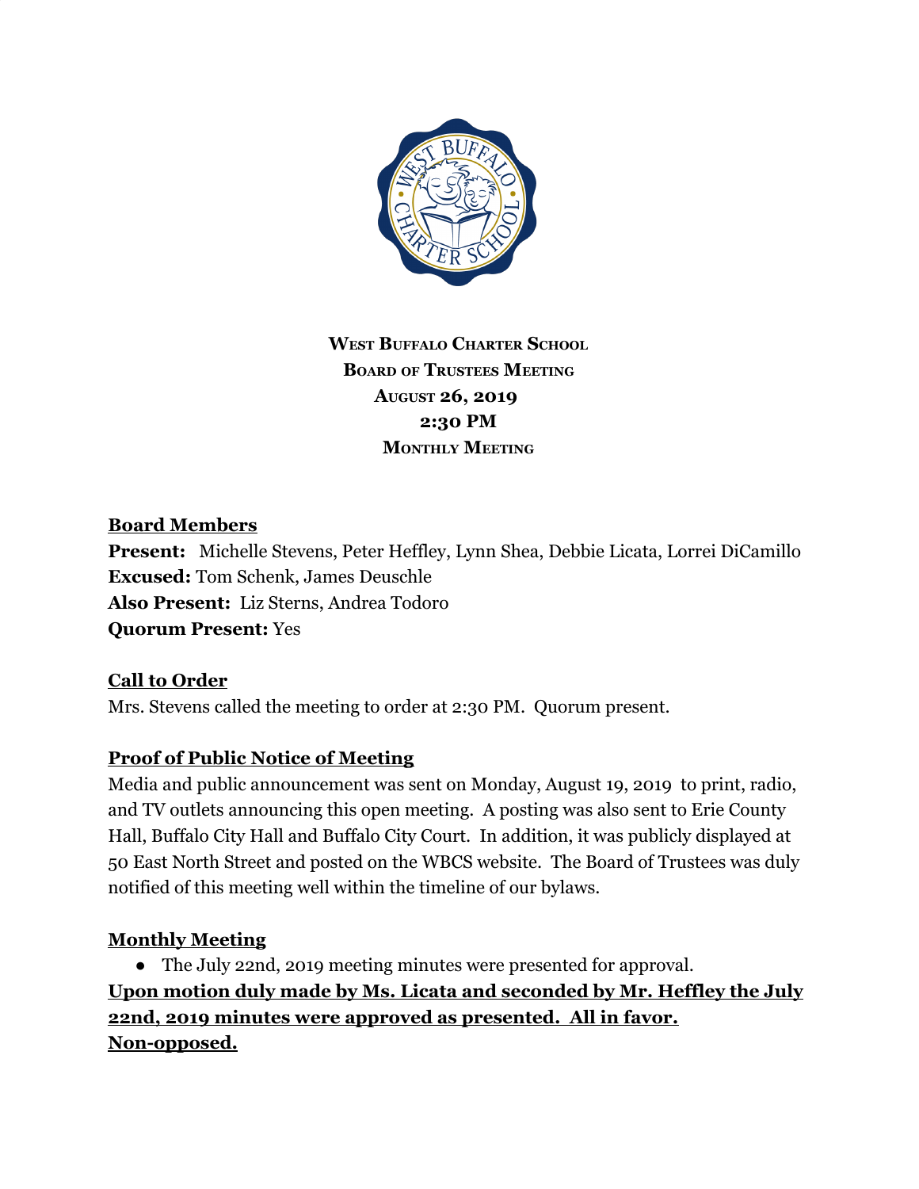**West Buffalo Charter School**
**Board of Trustees Meeting**
**August 26, 2019**
**2:30 PM**
**Monthly Meeting**

## Board Members

**Present:** Michelle Stevens, Peter Heffley, Lynn Shea, Debbie Licata, Lorrei DiCamillo
**Excused:** Tom Schenk, James Deuschle
**Also Present:** Liz Sterns, Andrea Todoro
**Quorum Present:** Yes

## Call to Order

Mrs. Stevens called the meeting to order at 2:30 PM. Quorum present.

## Proof of Public Notice of Meeting

Media and public announcement was sent on Monday, August 19, 2019 to print, radio, and TV outlets announcing this open meeting. A posting was also sent to Erie County Hall, Buffalo City Hall and Buffalo City Court. In addition, it was publicly displayed at 50 East North Street and posted on the WBCS website. The Board of Trustees was duly notified of this meeting well within the timeline of our bylaws.

## Monthly Meeting

- The July 22nd, 2019 meeting minutes were presented for approval.

**Upon motion duly made by Ms. Licata and seconded by Mr. Heffley the July 22nd, 2019 minutes were approved as presented. All in favor. Non-opposed.**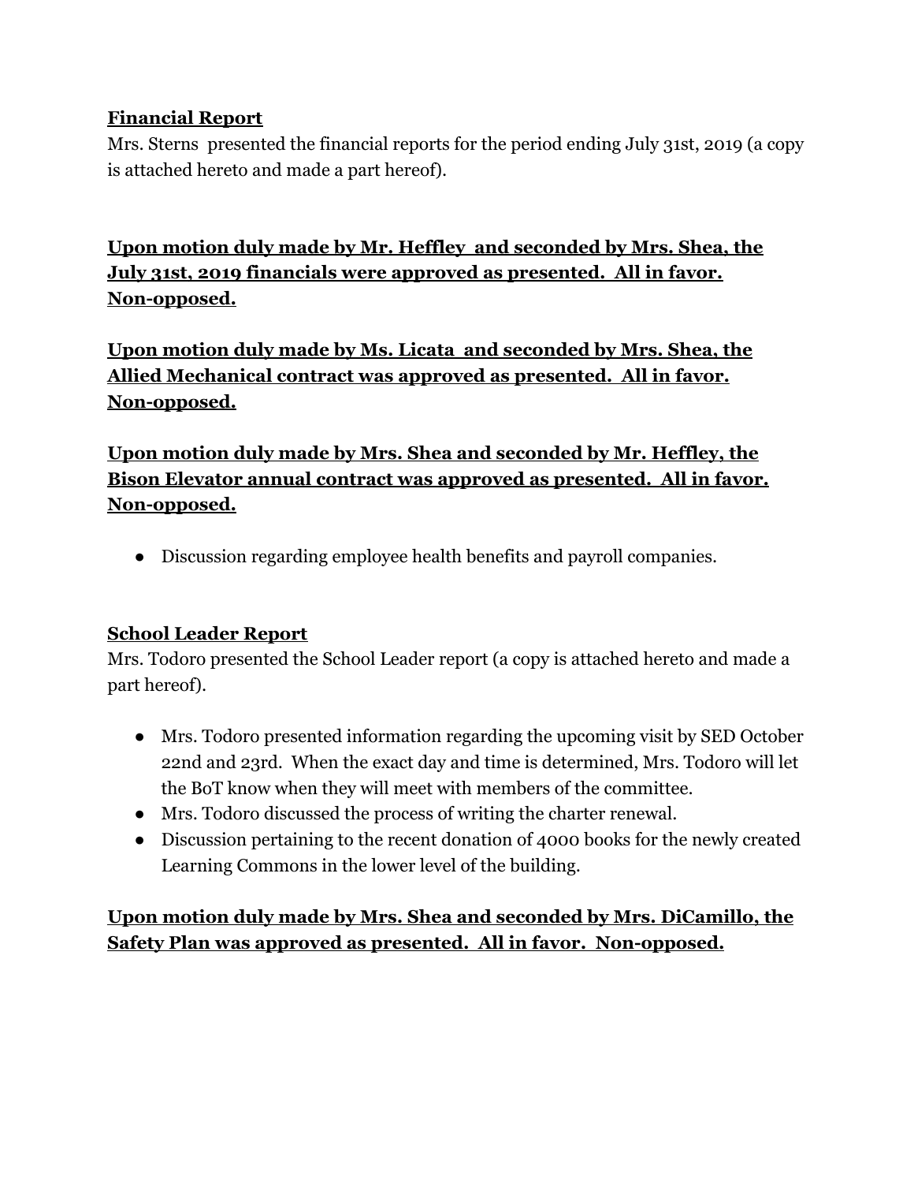**Financial Report**

Mrs. Sterns presented the financial reports for the period ending July 31st, 2019 (a copy is attached hereto and made a part hereof).

**Upon motion duly made by Mr. Heffley and seconded by Mrs. Shea, the July 31st, 2019 financials were approved as presented. All in favor. Non-opposed.**

**Upon motion duly made by Ms. Licata and seconded by Mrs. Shea, the Allied Mechanical contract was approved as presented. All in favor. Non-opposed.**

**Upon motion duly made by Mrs. Shea and seconded by Mr. Heffley, the Bison Elevator annual contract was approved as presented. All in favor. Non-opposed.**

- Discussion regarding employee health benefits and payroll companies.

**School Leader Report**

Mrs. Todoro presented the School Leader report (a copy is attached hereto and made a part hereof).

- Mrs. Todoro presented information regarding the upcoming visit by SED October 22nd and 23rd. When the exact day and time is determined, Mrs. Todoro will let the BoT know when they will meet with members of the committee.
- Mrs. Todoro discussed the process of writing the charter renewal.
- Discussion pertaining to the recent donation of 4000 books for the newly created Learning Commons in the lower level of the building.

**Upon motion duly made by Mrs. Shea and seconded by Mrs. DiCamillo, the Safety Plan was approved as presented. All in favor. Non-opposed.**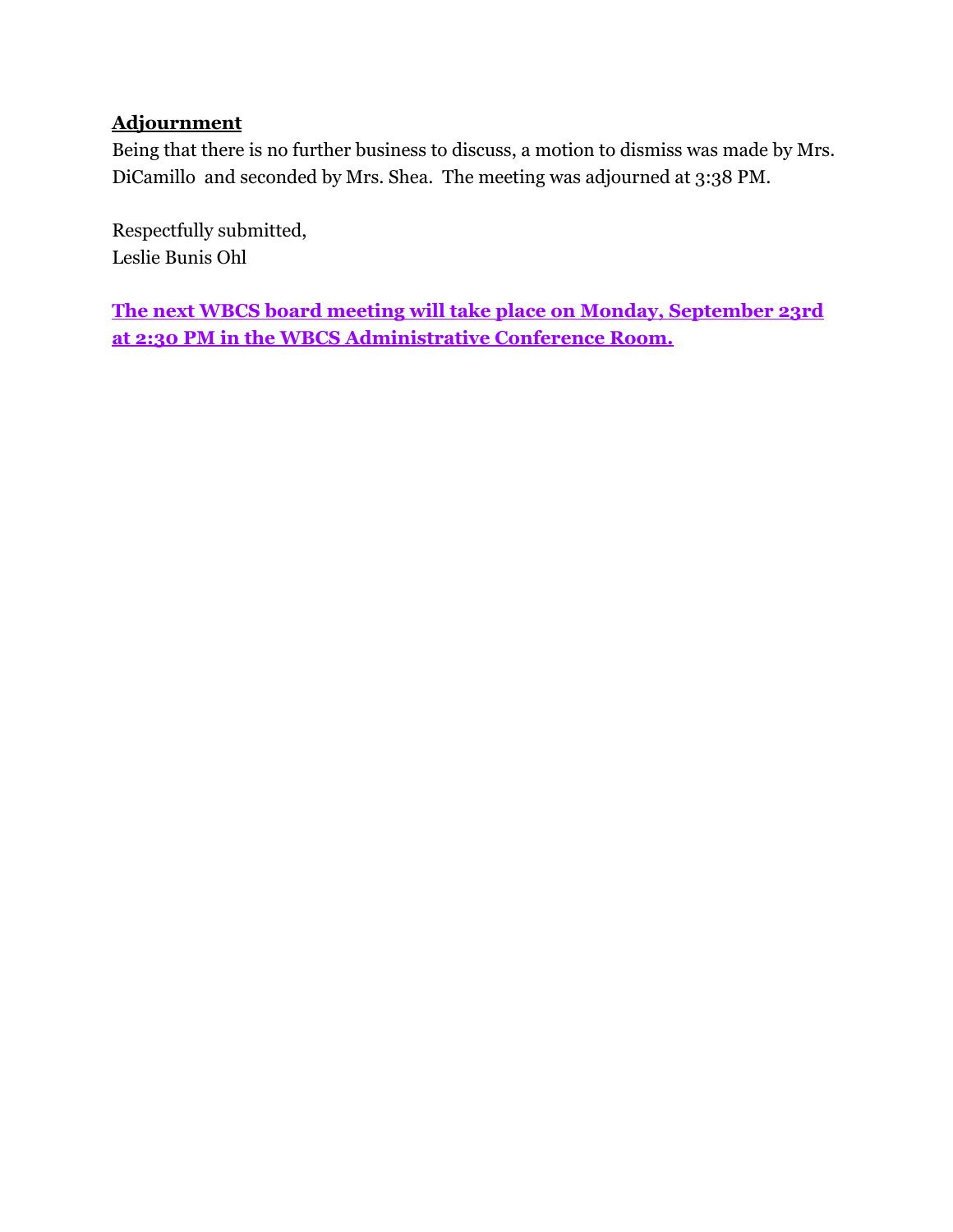## **Adjournment**

Being that there is no further business to discuss, a motion to dismiss was made by Mrs. DiCamillo and seconded by Mrs. Shea. The meeting was adjourned at 3:38 PM.

Respectfully submitted,
Leslie Bunis Ohl

**The next WBCS board meeting will take place on Monday, September 23rd at 2:30 PM in the WBCS Administrative Conference Room.**